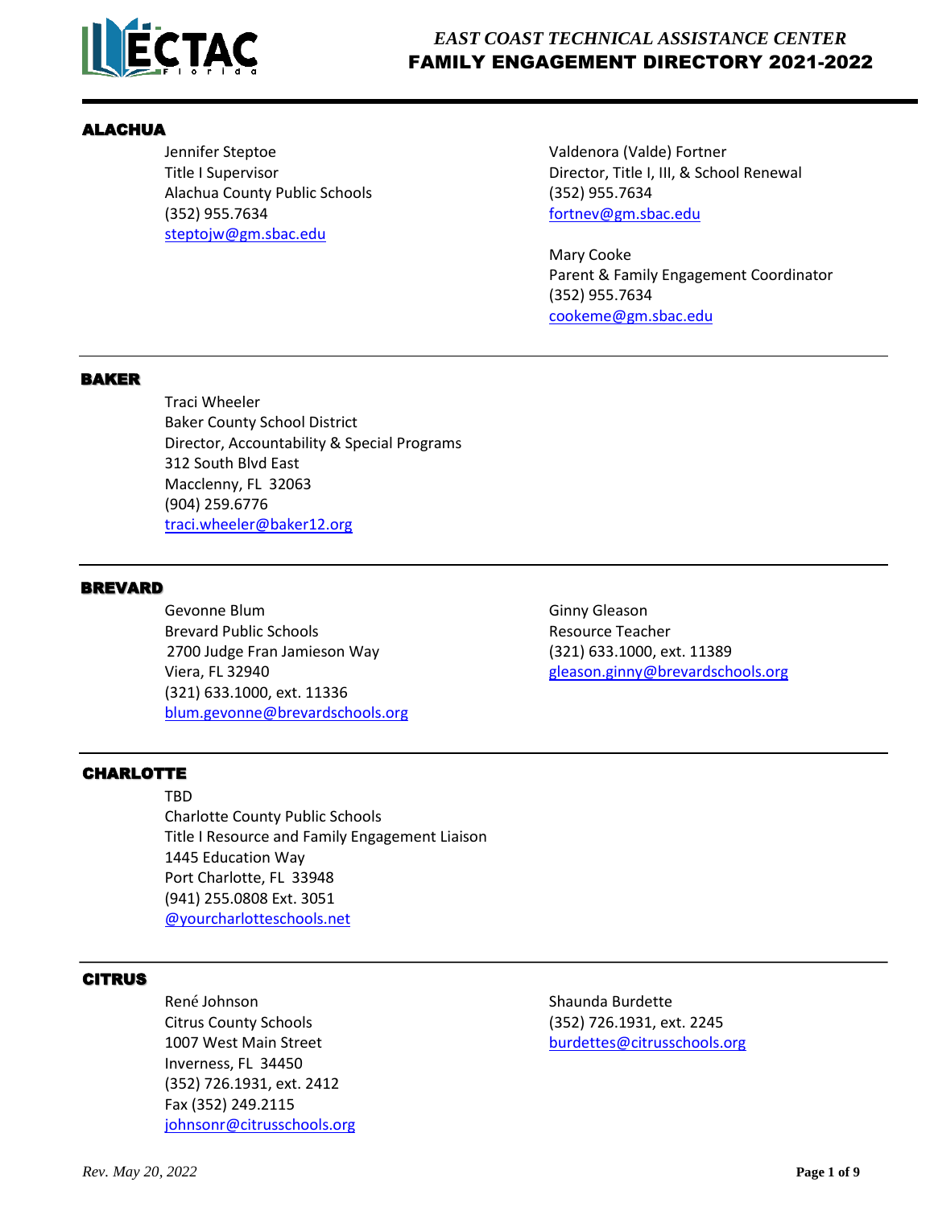# EAST COAST TECHNICAL ASSISTANCE CENTER
# FAMILY ENGAGEMENT DIRECTORY 2021-2022

## ALACHUA

Jennifer Steptoe
Title I Supervisor
Alachua County Public Schools
(352) 955.7634
steptojw@gm.sbac.edu

Valdenora (Valde) Fortner
Director, Title I, III, & School Renewal
(352) 955.7634
fortnev@gm.sbac.edu

Mary Cooke
Parent & Family Engagement Coordinator
(352) 955.7634
cookeme@gm.sbac.edu

---

## BAKER

Traci Wheeler
Baker County School District
Director, Accountability & Special Programs
312 South Blvd East
Macclenny, FL 32063
(904) 259.6776
traci.wheeler@baker12.org

---

## BREVARD

Gevonne Blum
Brevard Public Schools
2700 Judge Fran Jamieson Way
Viera, FL 32940
(321) 633.1000, ext. 11336
blum.gevonne@brevardschools.org

Ginny Gleason
Resource Teacher
(321) 633.1000, ext. 11389
gleason.ginny@brevardschools.org

---

## CHARLOTTE

TBD
Charlotte County Public Schools
Title I Resource and Family Engagement Liaison
1445 Education Way
Port Charlotte, FL 33948
(941) 255.0808 Ext. 3051
@yourcharlotteschools.net

---

## CITRUS

René Johnson
Citrus County Schools
1007 West Main Street
Inverness, FL 34450
(352) 726.1931, ext. 2412
Fax (352) 249.2115
johnsonr@citrusschools.org

Shaunda Burdette
(352) 726.1931, ext. 2245
burdettes@citrusschools.org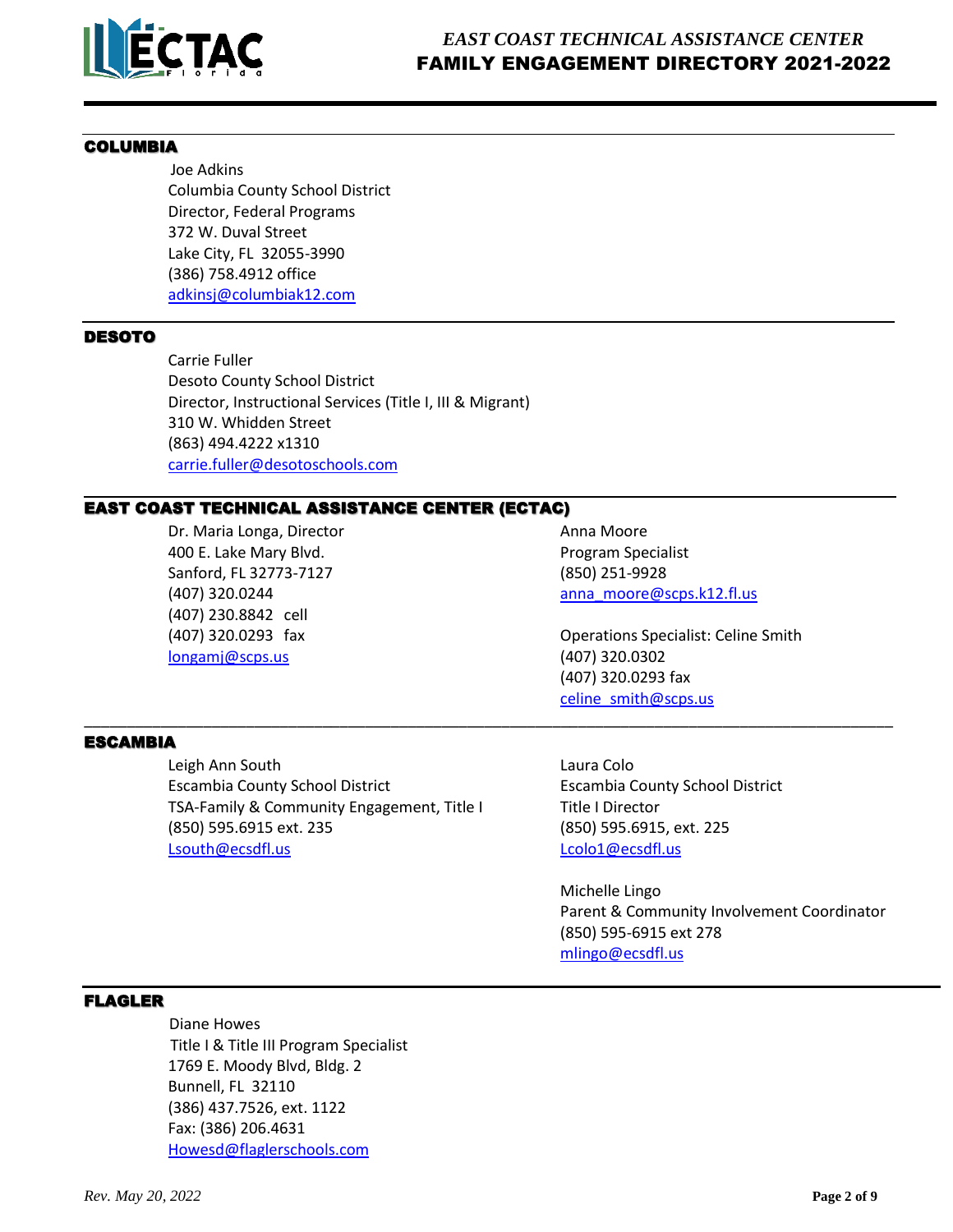## COLUMBIA

Joe Adkins
Columbia County School District
Director, Federal Programs
372 W. Duval Street
Lake City, FL 32055-3990
(386) 758.4912 office
adkinsj@columbiak12.com

## DESOTO

Carrie Fuller
Desoto County School District
Director, Instructional Services (Title I, III & Migrant)
310 W. Whidden Street
(863) 494.4222 x1310
carrie.fuller@desotoschools.com

## EAST COAST TECHNICAL ASSISTANCE CENTER (ECTAC)

Dr. Maria Longa, Director
400 E. Lake Mary Blvd.
Sanford, FL 32773-7127
(407) 320.0244
(407) 230.8842 cell
(407) 320.0293 fax
longamj@scps.us

Anna Moore
Program Specialist
(850) 251-9928
anna_moore@scps.k12.fl.us

Operations Specialist: Celine Smith
(407) 320.0302
(407) 320.0293 fax
celine_smith@scps.us

## ESCAMBIA

Leigh Ann South
Escambia County School District
TSA-Family & Community Engagement, Title I
(850) 595.6915 ext. 235
Lsouth@ecsdfl.us

Laura Colo
Escambia County School District
Title I Director
(850) 595.6915, ext. 225
Lcolo1@ecsdfl.us

Michelle Lingo
Parent & Community Involvement Coordinator
(850) 595-6915 ext 278
mlingo@ecsdfl.us

## FLAGLER

Diane Howes
Title I & Title III Program Specialist
1769 E. Moody Blvd, Bldg. 2
Bunnell, FL 32110
(386) 437.7526, ext. 1122
Fax: (386) 206.4631
Howesd@flaglerschools.com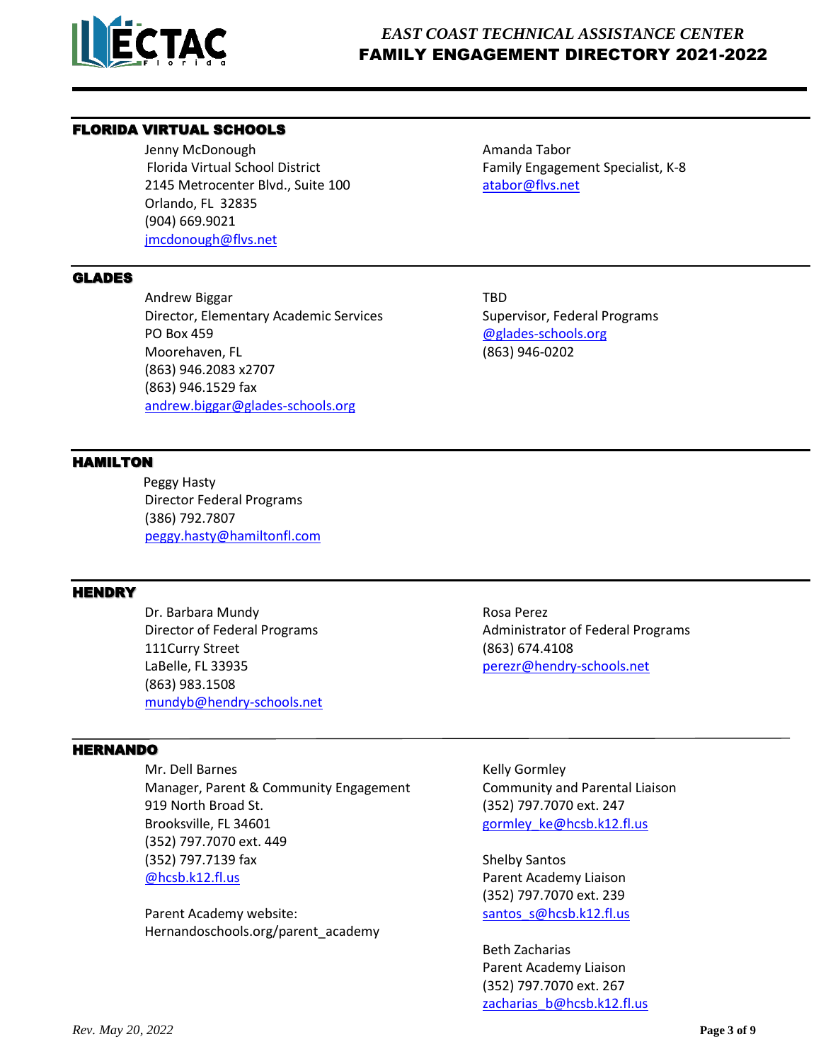## FLORIDA VIRTUAL SCHOOLS

Jenny McDonough
Florida Virtual School District
2145 Metrocenter Blvd., Suite 100
Orlando, FL 32835
(904) 669.9021
jmcdonough@flvs.net

Amanda Tabor
Family Engagement Specialist, K-8
atabor@flvs.net

## GLADES

Andrew Biggar
Director, Elementary Academic Services
PO Box 459
Moorehaven, FL
(863) 946.2083 x2707
(863) 946.1529 fax
andrew.biggar@glades-schools.org

TBD
Supervisor, Federal Programs
@glades-schools.org
(863) 946-0202

## HAMILTON

Peggy Hasty
Director Federal Programs
(386) 792.7807
peggy.hasty@hamiltonfl.com

## HENDRY

Dr. Barbara Mundy
Director of Federal Programs
111Curry Street
LaBelle, FL 33935
(863) 983.1508
mundyb@hendry-schools.net

Rosa Perez
Administrator of Federal Programs
(863) 674.4108
perezr@hendry-schools.net

## HERNANDO

Mr. Dell Barnes
Manager, Parent & Community Engagement
919 North Broad St.
Brooksville, FL 34601
(352) 797.7070 ext. 449
(352) 797.7139 fax
@hcsb.k12.fl.us

Parent Academy website:
Hernandoschools.org/parent_academy

Kelly Gormley
Community and Parental Liaison
(352) 797.7070 ext. 247
gormley_ke@hcsb.k12.fl.us

Shelby Santos
Parent Academy Liaison
(352) 797.7070 ext. 239
santos_s@hcsb.k12.fl.us

Beth Zacharias
Parent Academy Liaison
(352) 797.7070 ext. 267
zacharias_b@hcsb.k12.fl.us

*Rev. May 20, 2022*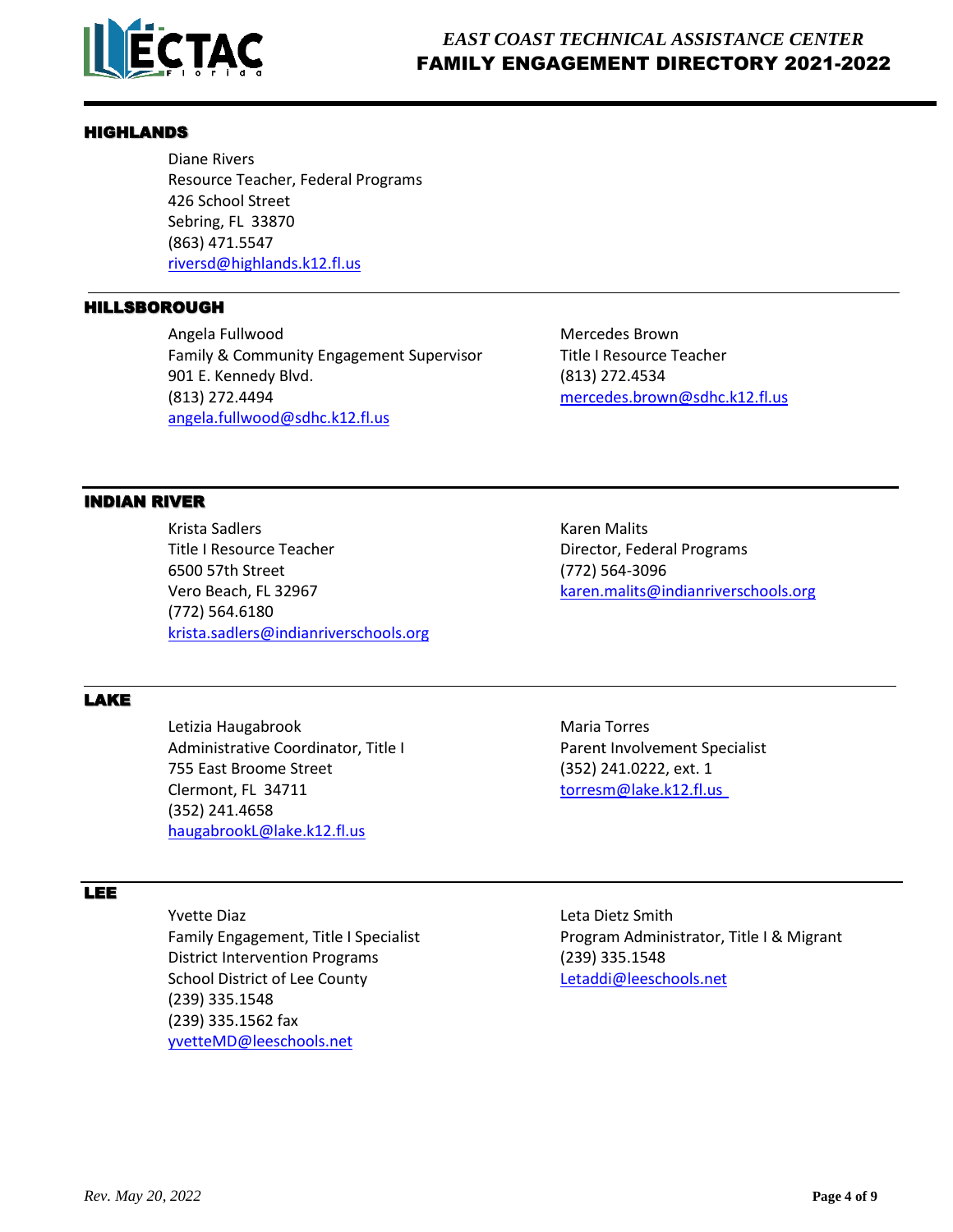## HIGHLANDS

Diane Rivers
Resource Teacher, Federal Programs
426 School Street
Sebring, FL 33870
(863) 471.5547
riversd@highlands.k12.fl.us

## HILLSBOROUGH

Angela Fullwood
Family & Community Engagement Supervisor
901 E. Kennedy Blvd.
(813) 272.4494
angela.fullwood@sdhc.k12.fl.us

Mercedes Brown
Title I Resource Teacher
(813) 272.4534
mercedes.brown@sdhc.k12.fl.us

## INDIAN RIVER

Krista Sadlers
Title I Resource Teacher
6500 57th Street
Vero Beach, FL 32967
(772) 564.6180
krista.sadlers@indianriverschools.org

Karen Malits
Director, Federal Programs
(772) 564-3096
karen.malits@indianriverschools.org

## LAKE

Letizia Haugabrook
Administrative Coordinator, Title I
755 East Broome Street
Clermont, FL 34711
(352) 241.4658
haugabrookL@lake.k12.fl.us

Maria Torres
Parent Involvement Specialist
(352) 241.0222, ext. 1
torresm@lake.k12.fl.us

## LEE

Yvette Diaz
Family Engagement, Title I Specialist
District Intervention Programs
School District of Lee County
(239) 335.1548
(239) 335.1562 fax
yvetteMD@leeschools.net

Leta Dietz Smith
Program Administrator, Title I & Migrant
(239) 335.1548
Letaddi@leeschools.net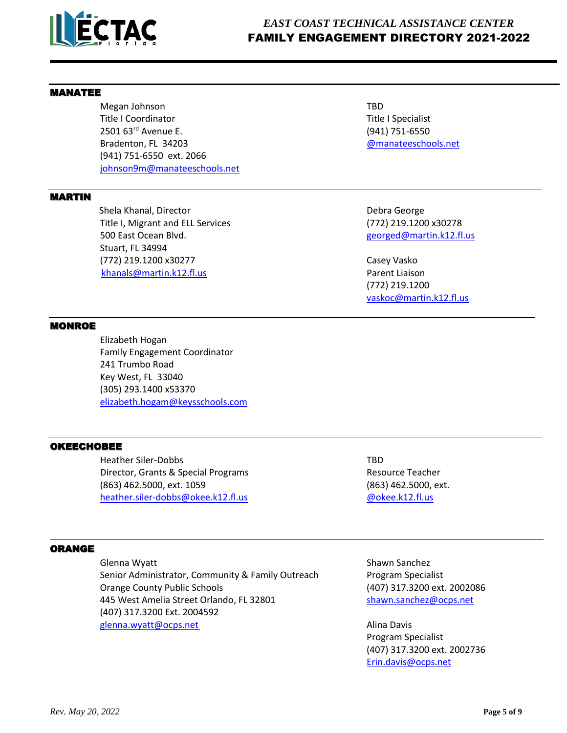## MANATEE

Megan Johnson
Title I Coordinator
2501 63rd Avenue E.
Bradenton, FL 34203
(941) 751-6550 ext. 2066
johnson9m@manateeschools.net

TBD
Title I Specialist
(941) 751-6550
@manateeschools.net

## MARTIN

Shela Khanal, Director
Title I, Migrant and ELL Services
500 East Ocean Blvd.
Stuart, FL 34994
(772) 219.1200 x30277
khanals@martin.k12.fl.us

Debra George
(772) 219.1200 x30278
georged@martin.k12.fl.us

Casey Vasko
Parent Liaison
(772) 219.1200
vaskoc@martin.k12.fl.us

## MONROE

Elizabeth Hogan
Family Engagement Coordinator
241 Trumbo Road
Key West, FL 33040
(305) 293.1400 x53370
elizabeth.hogam@keysschools.com

## OKEECHOBEE

Heather Siler-Dobbs
Director, Grants & Special Programs
(863) 462.5000, ext. 1059
heather.siler-dobbs@okee.k12.fl.us

TBD
Resource Teacher
(863) 462.5000, ext.
@okee.k12.fl.us

## ORANGE

Glenna Wyatt
Senior Administrator, Community & Family Outreach
Orange County Public Schools
445 West Amelia Street Orlando, FL 32801
(407) 317.3200 Ext. 2004592
glenna.wyatt@ocps.net

Shawn Sanchez
Program Specialist
(407) 317.3200 ext. 2002086
shawn.sanchez@ocps.net

Alina Davis
Program Specialist
(407) 317.3200 ext. 2002736
Erin.davis@ocps.net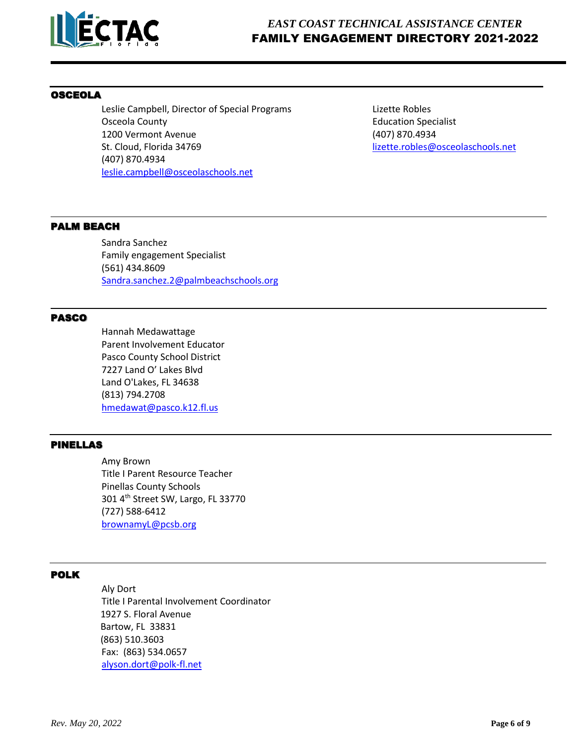## OSCEOLA

Leslie Campbell, Director of Special Programs
Osceola County
1200 Vermont Avenue
St. Cloud, Florida 34769
(407) 870.4934
leslie.campbell@osceolaschools.net

Lizette Robles
Education Specialist
(407) 870.4934
lizette.robles@osceolaschools.net

## PALM BEACH

Sandra Sanchez
Family engagement Specialist
(561) 434.8609
Sandra.sanchez.2@palmbeachschools.org

## PASCO

Hannah Medawattage
Parent Involvement Educator
Pasco County School District
7227 Land O' Lakes Blvd
Land O'Lakes, FL 34638
(813) 794.2708
hmedawat@pasco.k12.fl.us

## PINELLAS

Amy Brown
Title I Parent Resource Teacher
Pinellas County Schools
301 4th Street SW, Largo, FL 33770
(727) 588-6412
brownamyL@pcsb.org

## POLK

Aly Dort
Title I Parental Involvement Coordinator
1927 S. Floral Avenue
Bartow, FL 33831
(863) 510.3603
Fax: (863) 534.0657
alyson.dort@polk-fl.net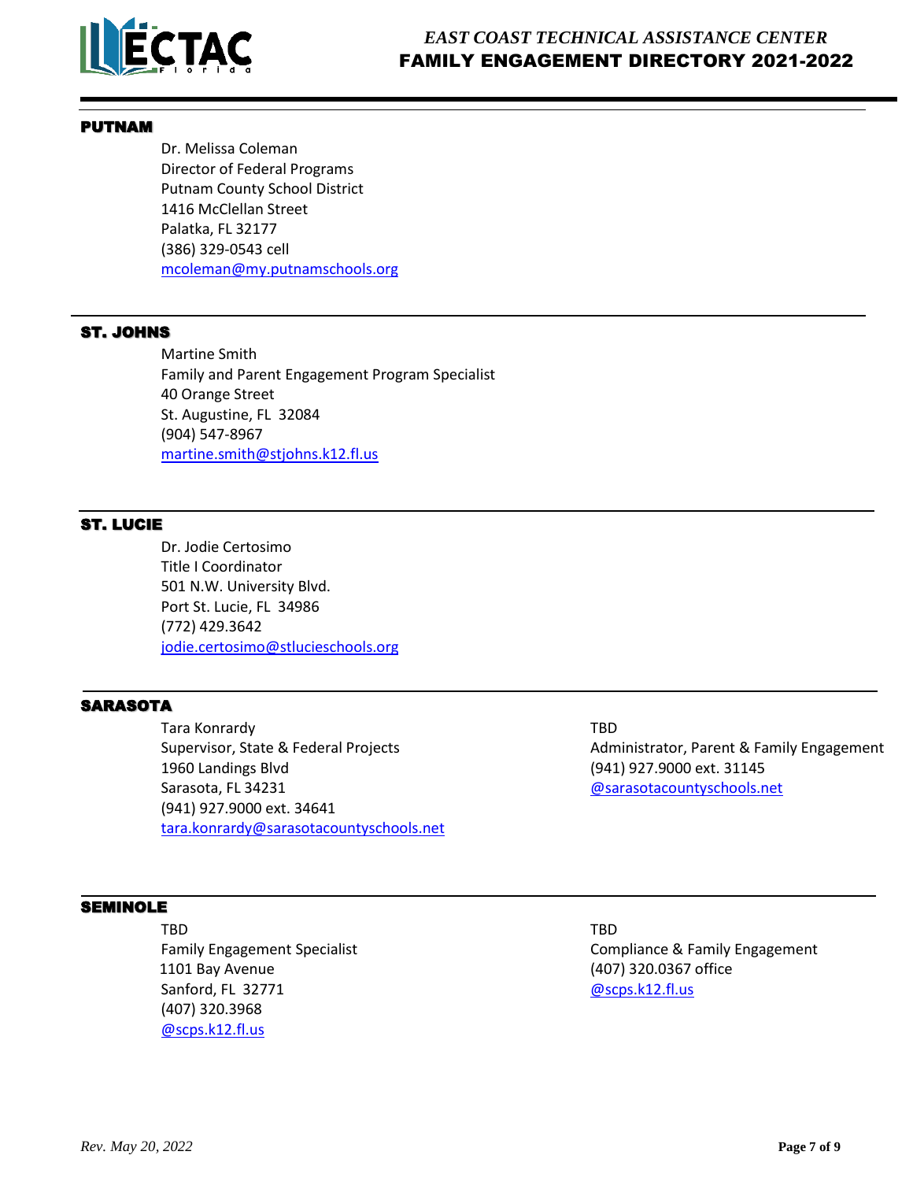## PUTNAM

Dr. Melissa Coleman
Director of Federal Programs
Putnam County School District
1416 McClellan Street
Palatka, FL 32177
(386) 329-0543 cell
mcoleman@my.putnamschools.org

## ST. JOHNS

Martine Smith
Family and Parent Engagement Program Specialist
40 Orange Street
St. Augustine, FL 32084
(904) 547-8967
martine.smith@stjohns.k12.fl.us

## ST. LUCIE

Dr. Jodie Certosimo
Title I Coordinator
501 N.W. University Blvd.
Port St. Lucie, FL 34986
(772) 429.3642
jodie.certosimo@stlucieschools.org

## SARASOTA

Tara Konrardy
Supervisor, State & Federal Projects
1960 Landings Blvd
Sarasota, FL 34231
(941) 927.9000 ext. 34641
tara.konrardy@sarasotacountyschools.net

TBD
Administrator, Parent & Family Engagement
(941) 927.9000 ext. 31145
@sarasotacountyschools.net

## SEMINOLE

TBD
Family Engagement Specialist
1101 Bay Avenue
Sanford, FL 32771
(407) 320.3968
@scps.k12.fl.us

TBD
Compliance & Family Engagement
(407) 320.0367 office
@scps.k12.fl.us

*Rev. May 20, 2022*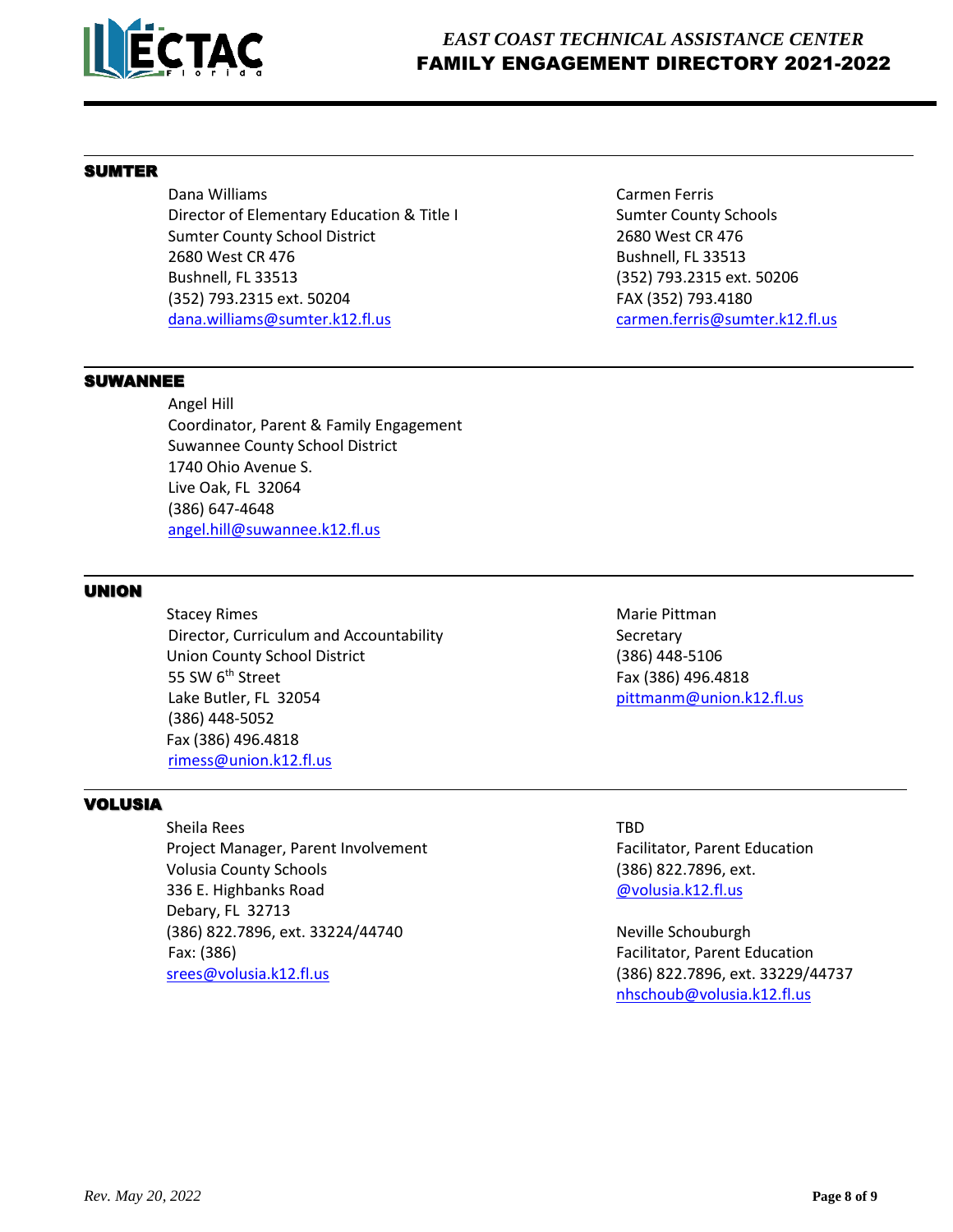## SUMTER

Dana Williams
Director of Elementary Education & Title I
Sumter County School District
2680 West CR 476
Bushnell, FL 33513
(352) 793.2315 ext. 50204
dana.williams@sumter.k12.fl.us

Carmen Ferris
Sumter County Schools
2680 West CR 476
Bushnell, FL 33513
(352) 793.2315 ext. 50206
FAX (352) 793.4180
carmen.ferris@sumter.k12.fl.us

## SUWANNEE

Angel Hill
Coordinator, Parent & Family Engagement
Suwannee County School District
1740 Ohio Avenue S.
Live Oak, FL 32064
(386) 647-4648
angel.hill@suwannee.k12.fl.us

## UNION

Stacey Rimes
Director, Curriculum and Accountability
Union County School District
55 SW 6th Street
Lake Butler, FL 32054
(386) 448-5052
Fax (386) 496.4818
rimess@union.k12.fl.us

Marie Pittman
Secretary
(386) 448-5106
Fax (386) 496.4818
pittmanm@union.k12.fl.us

## VOLUSIA

Sheila Rees
Project Manager, Parent Involvement
Volusia County Schools
336 E. Highbanks Road
Debary, FL 32713
(386) 822.7896, ext. 33224/44740
Fax: (386)
srees@volusia.k12.fl.us

TBD
Facilitator, Parent Education
(386) 822.7896, ext.
@volusia.k12.fl.us

Neville Schouburgh
Facilitator, Parent Education
(386) 822.7896, ext. 33229/44737
nhschoub@volusia.k12.fl.us

*Rev. May 20, 2022*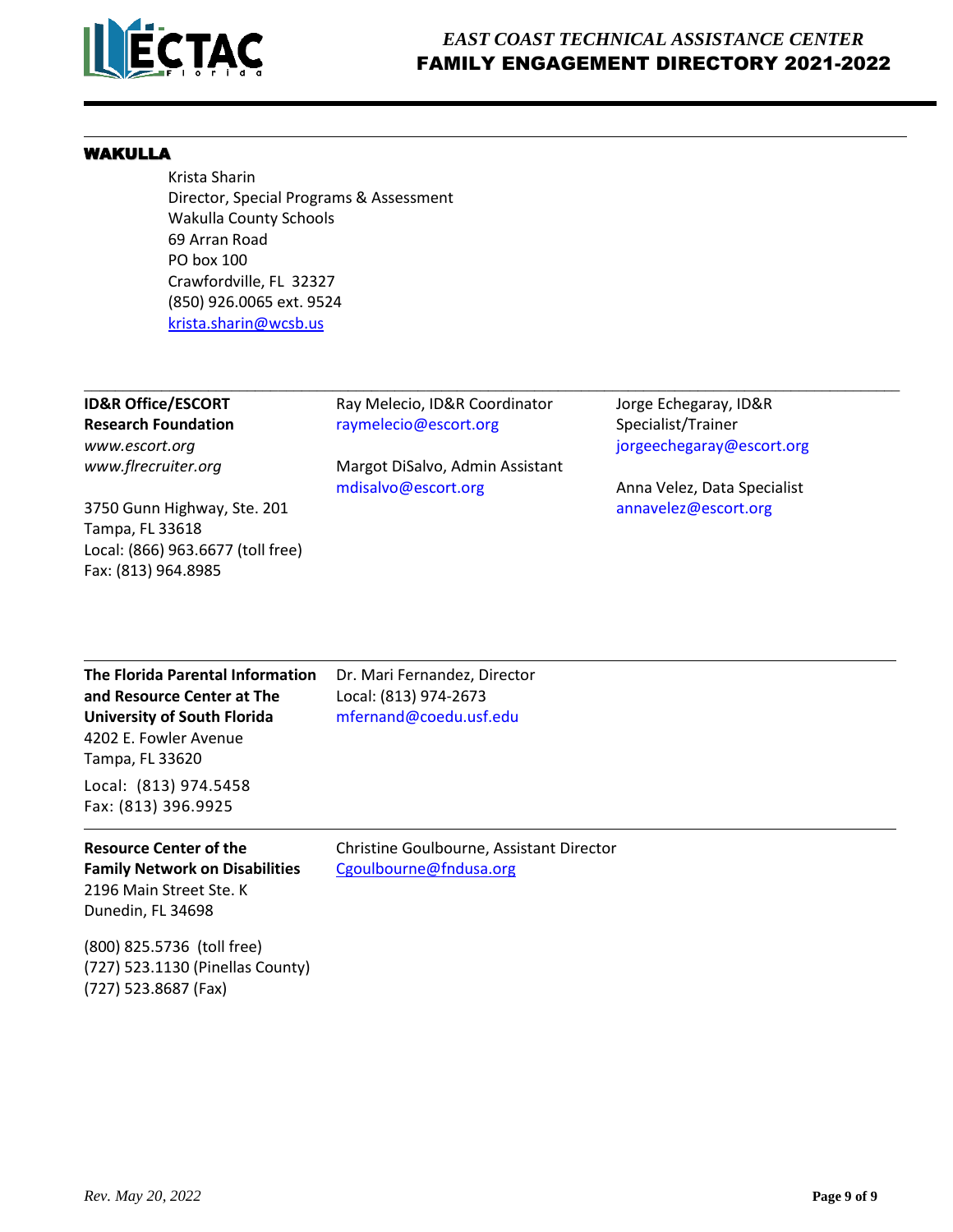## WAKULLA

Krista Sharin
Director, Special Programs & Assessment
Wakulla County Schools
69 Arran Road
PO box 100
Crawfordville, FL 32327
(850) 926.0065 ext. 9524
krista.sharin@wcsb.us

---

**ID&R Office/ESCORT Research Foundation**
*www.escort.org*
*www.flrecruiter.org*

3750 Gunn Highway, Ste. 201
Tampa, FL 33618
Local: (866) 963.6677 (toll free)
Fax: (813) 964.8985

Ray Melecio, ID&R Coordinator
raymelecio@escort.org

Margot DiSalvo, Admin Assistant
mdisalvo@escort.org

Jorge Echegaray, ID&R Specialist/Trainer
jorgeechegaray@escort.org

Anna Velez, Data Specialist
annavelez@escort.org

---

**The Florida Parental Information and Resource Center at The University of South Florida**
4202 E. Fowler Avenue
Tampa, FL 33620

Local: (813) 974.5458
Fax: (813) 396.9925

Dr. Mari Fernandez, Director
Local: (813) 974-2673
mfernand@coedu.usf.edu

---

**Resource Center of the Family Network on Disabilities**
2196 Main Street Ste. K
Dunedin, FL 34698

(800) 825.5736 (toll free)
(727) 523.1130 (Pinellas County)
(727) 523.8687 (Fax)

Christine Goulbourne, Assistant Director
Cgoulbourne@fndusa.org

*Rev. May 20, 2022*